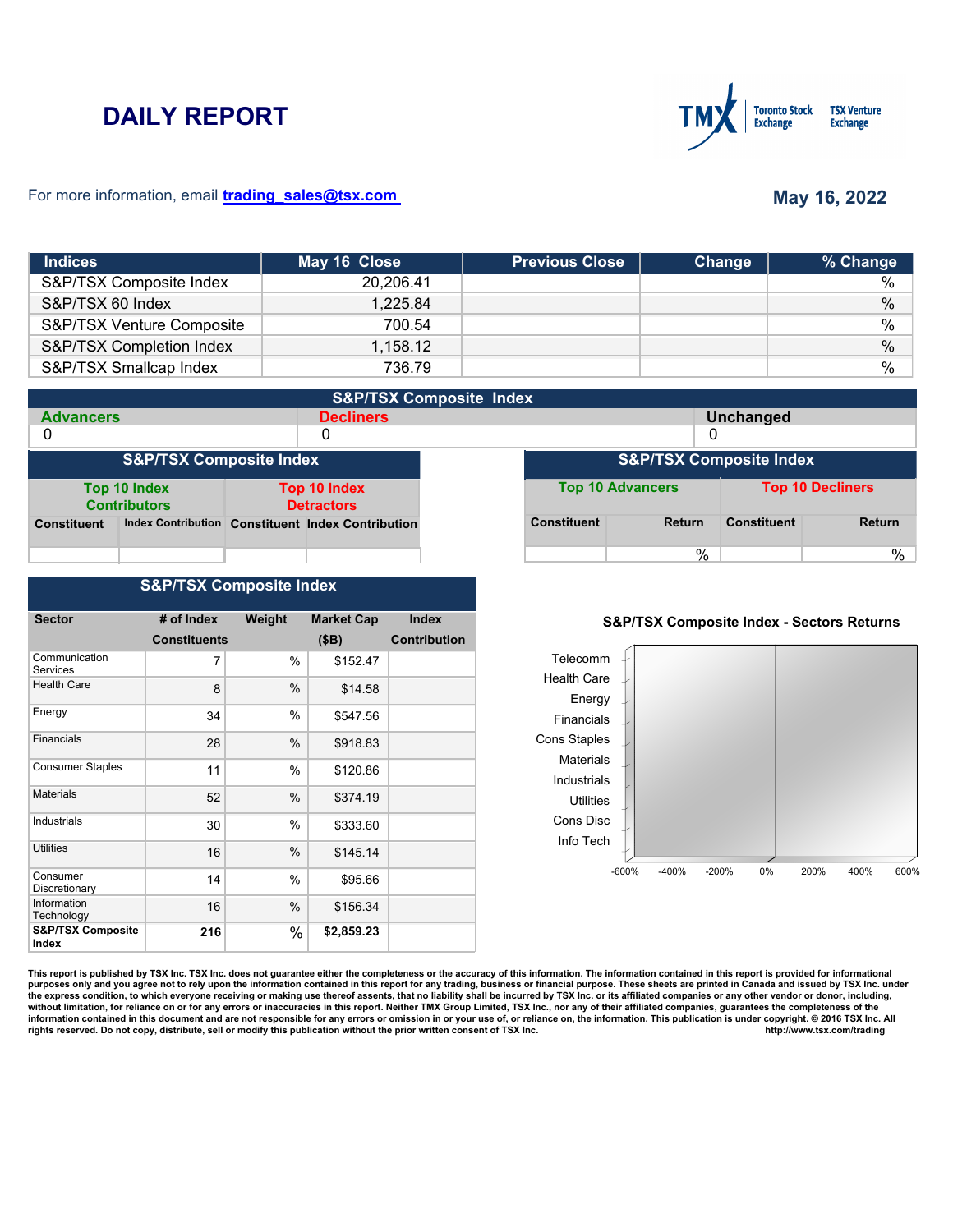# DAILY REPORT

For more information, email **trading_sales@tsx.com**

**May 16, 2022**

| Indices | May 16 Close | Previous Close | Change | % Change |
|---|---|---|---|---|
| S&P/TSX Composite Index | 20,206.41 | | | % |
| S&P/TSX 60 Index | 1,225.84 | | | % |
| S&P/TSX Venture Composite | 700.54 | | | % |
| S&P/TSX Completion Index | 1,158.12 | | | % |
| S&P/TSX Smallcap Index | 736.79 | | | % |

**S&P/TSX Composite Index**

| Advancers | Decliners | Unchanged |
|---|---|---|
| 0 | 0 | 0 |

**S&P/TSX Composite Index**

| Top 10 Index Contributors | | Top 10 Index Detractors | |
|---|---|---|---|
| Constituent | Index Contribution | Constituent | Index Contribution |
| | | | |

**S&P/TSX Composite Index**

| Top 10 Advancers | | Top 10 Decliners | |
|---|---|---|---|
| Constituent | Return | Constituent | Return |
| | % | | % |

**S&P/TSX Composite Index**

| Sector | # of Index Constituents | Weight | Market Cap ($B) | Index Contribution |
|---|---|---|---|---|
| Communication Services | 7 | % | $152.47 | |
| Health Care | 8 | % | $14.58 | |
| Energy | 34 | % | $547.56 | |
| Financials | 28 | % | $918.83 | |
| Consumer Staples | 11 | % | $120.86 | |
| Materials | 52 | % | $374.19 | |
| Industrials | 30 | % | $333.60 | |
| Utilities | 16 | % | $145.14 | |
| Consumer Discretionary | 14 | % | $95.66 | |
| Information Technology | 16 | % | $156.34 | |
| **S&P/TSX Composite Index** | **216** | % | **$2,859.23** | |

**S&P/TSX Composite Index - Sectors Returns**

Telecomm, Health Care, Energy, Financials, Cons Staples, Materials, Industrials, Utilities, Cons Disc, Info Tech

-600% -400% -200% 0% 200% 400% 600%

This report is published by TSX Inc. TSX Inc. does not guarantee either the completeness or the accuracy of this information. The information contained in this report is provided for informational purposes only and you agree not to rely upon the information contained in this report for any trading, business or financial purpose. These sheets are printed in Canada and issued by TSX Inc. under the express condition, to which everyone receiving or making use thereof assents, that no liability shall be incurred by TSX Inc. or its affiliated companies or any other vendor or donor, including, without limitation, for reliance on or for any errors or inaccuracies in this report. Neither TMX Group Limited, TSX Inc., nor any of their affiliated companies, guarantees the completeness of the information contained in this document and are not responsible for any errors or omission in or your use of, or reliance on, the information. This publication is under copyright. © 2016 TSX Inc. All rights reserved. Do not copy, distribute, sell or modify this publication without the prior written consent of TSX Inc. http://www.tsx.com/trading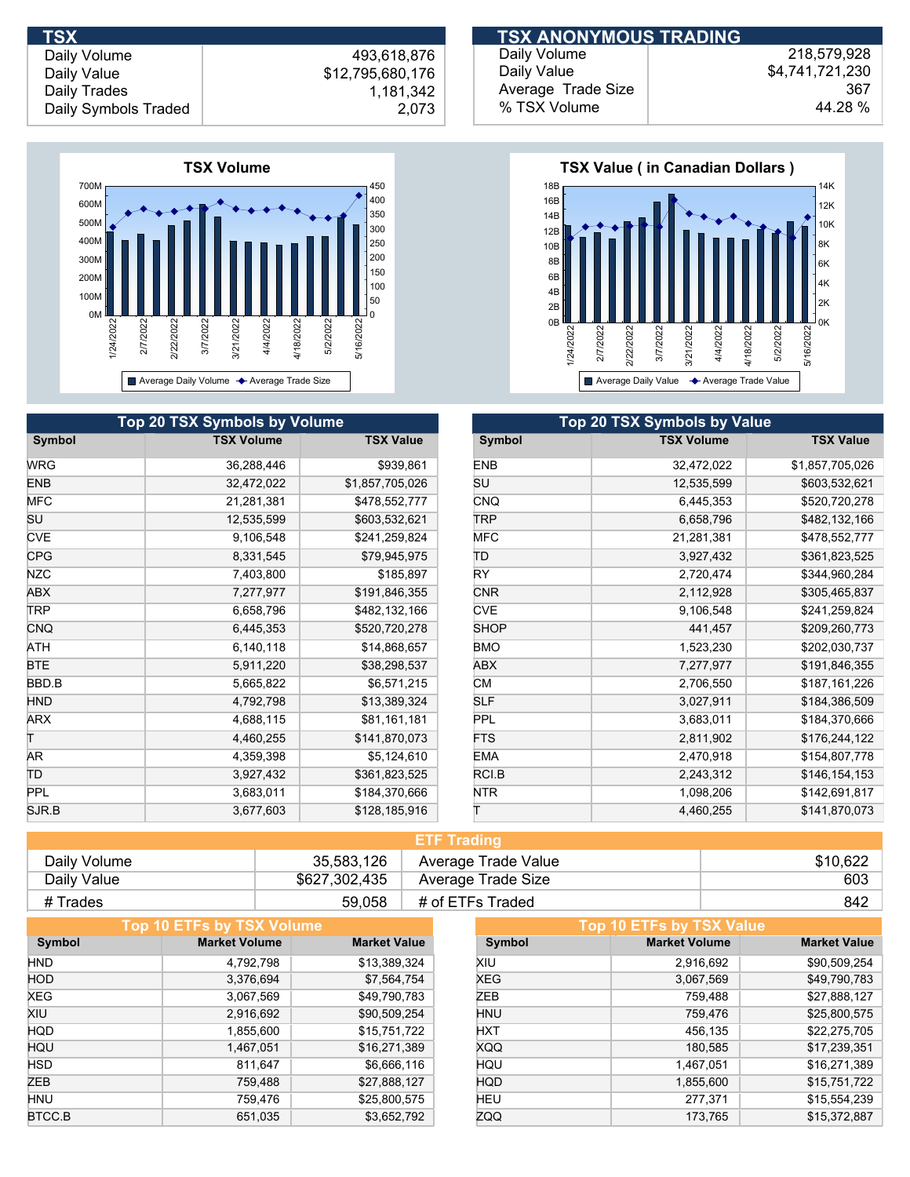## TSX

| | |
|---|---|
| Daily Volume | 493,618,876 |
| Daily Value | $12,795,680,176 |
| Daily Trades | 1,181,342 |
| Daily Symbols Traded | 2,073 |

## TSX ANONYMOUS TRADING

| | |
|---|---|
| Daily Volume | 218,579,928 |
| Daily Value | $4,741,721,230 |
| Average Trade Size | 367 |
| % TSX Volume | 44.28 % |

**TSX Volume**

Legend: Average Daily Volume, Average Trade Size

**TSX Value ( in Canadian Dollars )**

Legend: Average Daily Value, Average Trade Value

## Top 20 TSX Symbols by Volume

| Symbol | TSX Volume | TSX Value |
|---|---:|---:|
| WRG | 36,288,446 | $939,861 |
| ENB | 32,472,022 | $1,857,705,026 |
| MFC | 21,281,381 | $478,552,777 |
| SU | 12,535,599 | $603,532,621 |
| CVE | 9,106,548 | $241,259,824 |
| CPG | 8,331,545 | $79,945,975 |
| NZC | 7,403,800 | $185,897 |
| ABX | 7,277,977 | $191,846,355 |
| TRP | 6,658,796 | $482,132,166 |
| CNQ | 6,445,353 | $520,720,278 |
| ATH | 6,140,118 | $14,868,657 |
| BTE | 5,911,220 | $38,298,537 |
| BBD.B | 5,665,822 | $6,571,215 |
| HND | 4,792,798 | $13,389,324 |
| ARX | 4,688,115 | $81,161,181 |
| T | 4,460,255 | $141,870,073 |
| AR | 4,359,398 | $5,124,610 |
| TD | 3,927,432 | $361,823,525 |
| PPL | 3,683,011 | $184,370,666 |
| SJR.B | 3,677,603 | $128,185,916 |

## Top 20 TSX Symbols by Value

| Symbol | TSX Volume | TSX Value |
|---|---:|---:|
| ENB | 32,472,022 | $1,857,705,026 |
| SU | 12,535,599 | $603,532,621 |
| CNQ | 6,445,353 | $520,720,278 |
| TRP | 6,658,796 | $482,132,166 |
| MFC | 21,281,381 | $478,552,777 |
| TD | 3,927,432 | $361,823,525 |
| RY | 2,720,474 | $344,960,284 |
| CNR | 2,112,928 | $305,465,837 |
| CVE | 9,106,548 | $241,259,824 |
| SHOP | 441,457 | $209,260,773 |
| BMO | 1,523,230 | $202,030,737 |
| ABX | 7,277,977 | $191,846,355 |
| CM | 2,706,550 | $187,161,226 |
| SLF | 3,027,911 | $184,386,509 |
| PPL | 3,683,011 | $184,370,666 |
| FTS | 2,811,902 | $176,244,122 |
| EMA | 2,470,918 | $154,807,778 |
| RCI.B | 2,243,312 | $146,154,153 |
| NTR | 1,098,206 | $142,691,817 |
| T | 4,460,255 | $141,870,073 |

## ETF Trading

| | | | |
|---|---:|---|---:|
| Daily Volume | 35,583,126 | Average Trade Value | $10,622 |
| Daily Value | $627,302,435 | Average Trade Size | 603 |
| # Trades | 59,058 | # of ETFs Traded | 842 |

## Top 10 ETFs by TSX Volume

| Symbol | Market Volume | Market Value |
|---|---:|---:|
| HND | 4,792,798 | $13,389,324 |
| HOD | 3,376,694 | $7,564,754 |
| XEG | 3,067,569 | $49,790,783 |
| XIU | 2,916,692 | $90,509,254 |
| HQD | 1,855,600 | $15,751,722 |
| HQU | 1,467,051 | $16,271,389 |
| HSD | 811,647 | $6,666,116 |
| ZEB | 759,488 | $27,888,127 |
| HNU | 759,476 | $25,800,575 |
| BTCC.B | 651,035 | $3,652,792 |

## Top 10 ETFs by TSX Value

| Symbol | Market Volume | Market Value |
|---|---:|---:|
| XIU | 2,916,692 | $90,509,254 |
| XEG | 3,067,569 | $49,790,783 |
| ZEB | 759,488 | $27,888,127 |
| HNU | 759,476 | $25,800,575 |
| HXT | 456,135 | $22,275,705 |
| XQQ | 180,585 | $17,239,351 |
| HQU | 1,467,051 | $16,271,389 |
| HQD | 1,855,600 | $15,751,722 |
| HEU | 277,371 | $15,554,239 |
| ZQQ | 173,765 | $15,372,887 |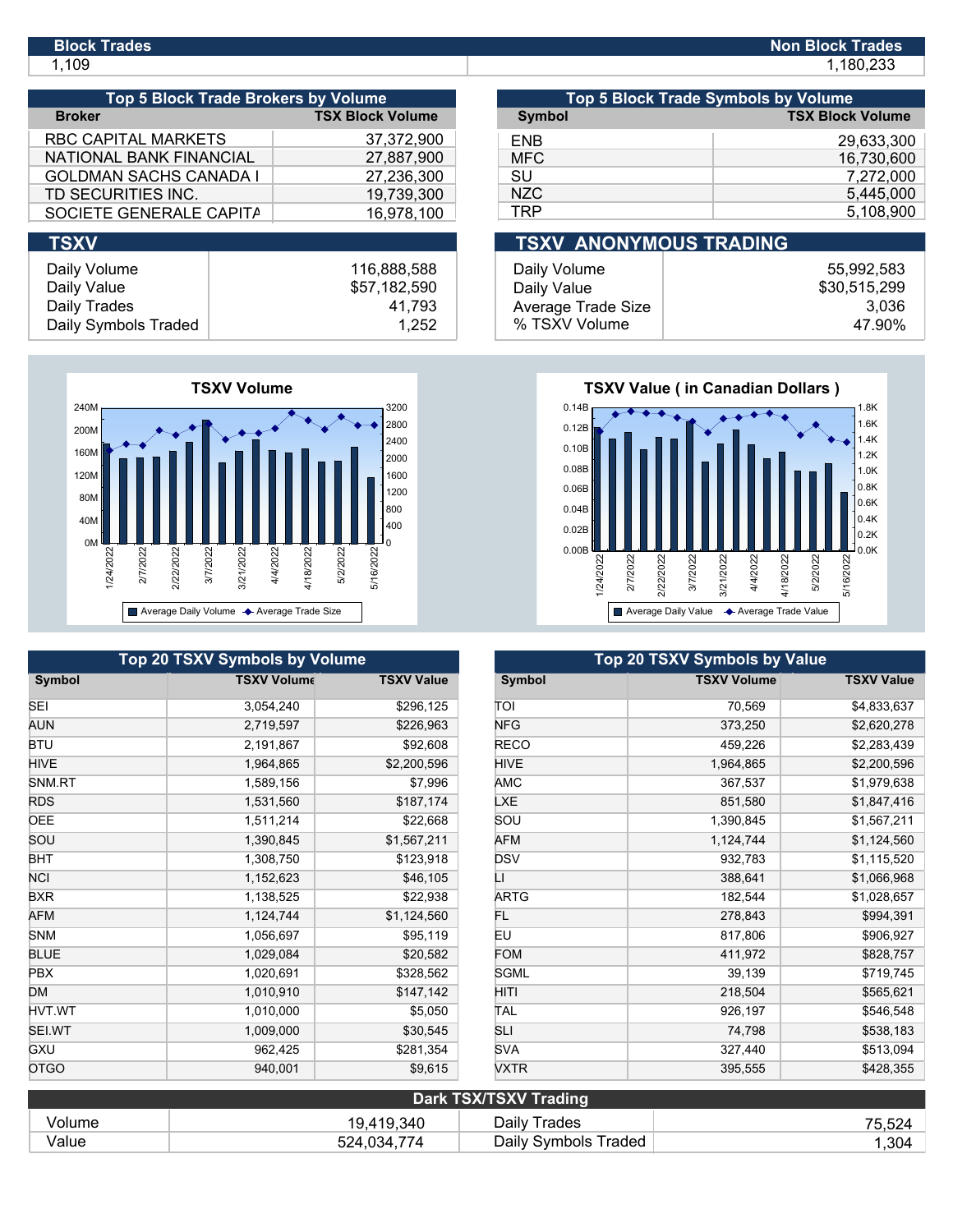| Block Trades | Non Block Trades |
| --- | --- |
| 1,109 | 1,180,233 |

## Top 5 Block Trade Brokers by Volume

| Broker | TSX Block Volume |
| --- | --- |
| RBC CAPITAL MARKETS | 37,372,900 |
| NATIONAL BANK FINANCIAL | 27,887,900 |
| GOLDMAN SACHS CANADA I | 27,236,300 |
| TD SECURITIES INC. | 19,739,300 |
| SOCIETE GENERALE CAPITA | 16,978,100 |

## Top 5 Block Trade Symbols by Volume

| Symbol | TSX Block Volume |
| --- | --- |
| ENB | 29,633,300 |
| MFC | 16,730,600 |
| SU | 7,272,000 |
| NZC | 5,445,000 |
| TRP | 5,108,900 |

## TSXV

| | |
| --- | --- |
| Daily Volume | 116,888,588 |
| Daily Value | $57,182,590 |
| Daily Trades | 41,793 |
| Daily Symbols Traded | 1,252 |

## TSXV ANONYMOUS TRADING

| | |
| --- | --- |
| Daily Volume | 55,992,583 |
| Daily Value | $30,515,299 |
| Average Trade Size | 3,036 |
| % TSXV Volume | 47.90% |

TSXV Volume

240M 200M 160M 120M 80M 40M 0M

3200 2800 2400 2000 1600 1200 800 400 0

1/24/2022 2/7/2022 2/22/2022 3/7/2022 3/21/2022 4/4/2022 4/18/2022 5/2/2022 5/16/2022

Average Daily Volume — Average Trade Size

TSXV Value ( in Canadian Dollars )

0.14B 0.12B 0.10B 0.08B 0.06B 0.04B 0.02B 0.00B

1.8K 1.6K 1.4K 1.2K 1.0K 0.8K 0.6K 0.4K 0.2K 0.0K

1/24/2022 2/7/2022 2/22/2022 3/7/2022 3/21/2022 4/4/2022 4/18/2022 5/2/2022 5/16/2022

Average Daily Value — Average Trade Value

## Top 20 TSXV Symbols by Volume

| Symbol | TSXV Volume | TSXV Value |
| --- | --- | --- |
| SEI | 3,054,240 | $296,125 |
| AUN | 2,719,597 | $226,963 |
| BTU | 2,191,867 | $92,608 |
| HIVE | 1,964,865 | $2,200,596 |
| SNM.RT | 1,589,156 | $7,996 |
| RDS | 1,531,560 | $187,174 |
| OEE | 1,511,214 | $22,668 |
| SOU | 1,390,845 | $1,567,211 |
| BHT | 1,308,750 | $123,918 |
| NCI | 1,152,623 | $46,105 |
| BXR | 1,138,525 | $22,938 |
| AFM | 1,124,744 | $1,124,560 |
| SNM | 1,056,697 | $95,119 |
| BLUE | 1,029,084 | $20,582 |
| PBX | 1,020,691 | $328,562 |
| DM | 1,010,910 | $147,142 |
| HVT.WT | 1,010,000 | $5,050 |
| SEI.WT | 1,009,000 | $30,545 |
| GXU | 962,425 | $281,354 |
| OTGO | 940,001 | $9,615 |

## Top 20 TSXV Symbols by Value

| Symbol | TSXV Volume | TSXV Value |
| --- | --- | --- |
| TOI | 70,569 | $4,833,637 |
| NFG | 373,250 | $2,620,278 |
| RECO | 459,226 | $2,283,439 |
| HIVE | 1,964,865 | $2,200,596 |
| AMC | 367,537 | $1,979,638 |
| LXE | 851,580 | $1,847,416 |
| SOU | 1,390,845 | $1,567,211 |
| AFM | 1,124,744 | $1,124,560 |
| DSV | 932,783 | $1,115,520 |
| LI | 388,641 | $1,066,968 |
| ARTG | 182,544 | $1,028,657 |
| FL | 278,843 | $994,391 |
| EU | 817,806 | $906,927 |
| FOM | 411,972 | $828,757 |
| SGML | 39,139 | $719,745 |
| HITI | 218,504 | $565,621 |
| TAL | 926,197 | $546,548 |
| SLI | 74,798 | $538,183 |
| SVA | 327,440 | $513,094 |
| VXTR | 395,555 | $428,355 |

## Dark TSX/TSXV Trading

| | | | |
| --- | --- | --- | --- |
| Volume | 19,419,340 | Daily Trades | 75,524 |
| Value | 524,034,774 | Daily Symbols Traded | 1,304 |